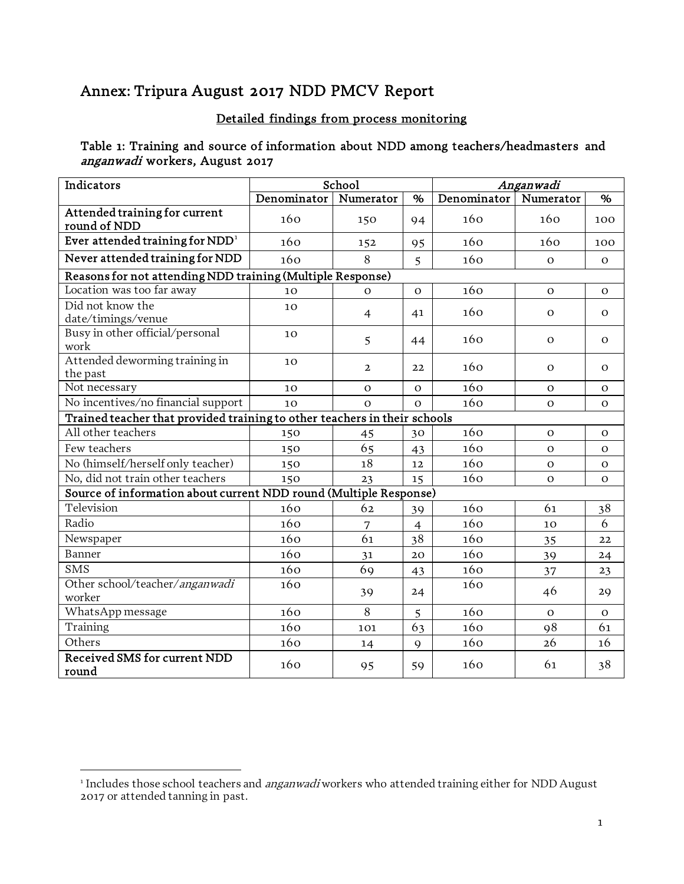# Annex: Tripura August 2017 NDD PMCV Report

## Detailed findings from process monitoring

### Table 1: Training and source of information about NDD among teachers/headmasters and *anganwadi* workers, August 2017

| Indicators | School | | | *Anganwadi* | | |
|---|---|---|---|---|---|---|
| | Denominator | Numerator | % | Denominator | Numerator | % |
| **Attended training for current round of NDD** | 160 | 150 | 94 | 160 | 160 | 100 |
| **Ever attended training for NDD**[1] | 160 | 152 | 95 | 160 | 160 | 100 |
| **Never attended training for NDD** | 160 | 8 | 5 | 160 | 0 | 0 |
| **Reasons for not attending NDD training (Multiple Response)** | | | | | | |
| Location was too far away | 10 | 0 | 0 | 160 | 0 | 0 |
| Did not know the date/timings/venue | 10 | 4 | 41 | 160 | 0 | 0 |
| Busy in other official/personal work | 10 | 5 | 44 | 160 | 0 | 0 |
| Attended deworming training in the past | 10 | 2 | 22 | 160 | 0 | 0 |
| Not necessary | 10 | 0 | 0 | 160 | 0 | 0 |
| No incentives/no financial support | 10 | 0 | 0 | 160 | 0 | 0 |
| **Trained teacher that provided training to other teachers in their schools** | | | | | | |
| All other teachers | 150 | 45 | 30 | 160 | 0 | 0 |
| Few teachers | 150 | 65 | 43 | 160 | 0 | 0 |
| No (himself/herself only teacher) | 150 | 18 | 12 | 160 | 0 | 0 |
| No, did not train other teachers | 150 | 23 | 15 | 160 | 0 | 0 |
| **Source of information about current NDD round (Multiple Response)** | | | | | | |
| Television | 160 | 62 | 39 | 160 | 61 | 38 |
| Radio | 160 | 7 | 4 | 160 | 10 | 6 |
| Newspaper | 160 | 61 | 38 | 160 | 35 | 22 |
| Banner | 160 | 31 | 20 | 160 | 39 | 24 |
| SMS | 160 | 69 | 43 | 160 | 37 | 23 |
| Other school/teacher/*anganwadi* worker | 160 | 39 | 24 | 160 | 46 | 29 |
| WhatsApp message | 160 | 8 | 5 | 160 | 0 | 0 |
| Training | 160 | 101 | 63 | 160 | 98 | 61 |
| Others | 160 | 14 | 9 | 160 | 26 | 16 |
| **Received SMS for current NDD round** | 160 | 95 | 59 | 160 | 61 | 38 |

[1] Includes those school teachers and *anganwadi* workers who attended training either for NDD August 2017 or attended tanning in past.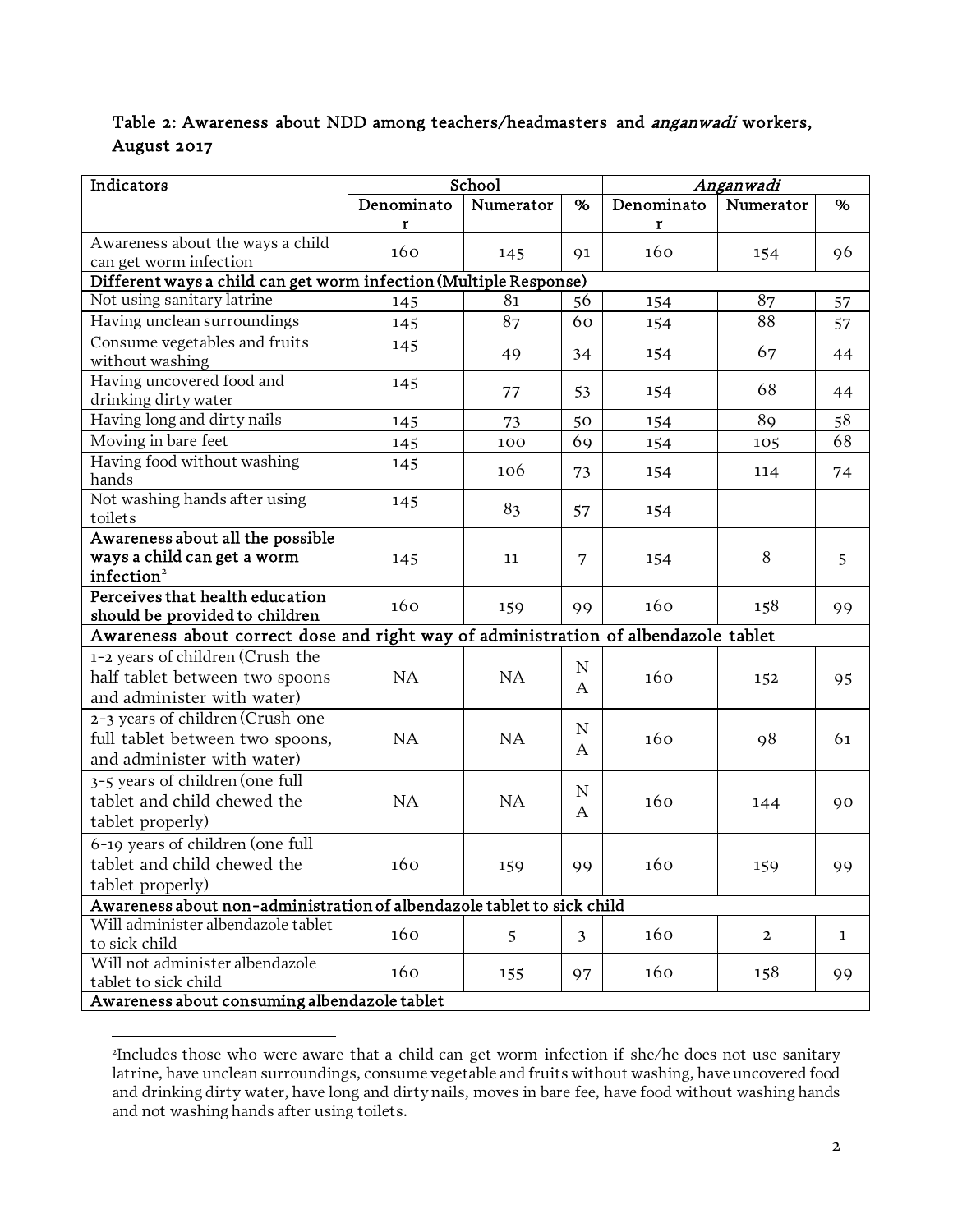Table 2: Awareness about NDD among teachers/headmasters and *anganwadi* workers, August 2017

| Indicators | School | | | *Anganwadi* | | |
|---|---|---|---|---|---|---|
| | Denominator | Numerator | % | Denominator | Numerator | % |
| Awareness about the ways a child can get worm infection | 160 | 145 | 91 | 160 | 154 | 96 |
| **Different ways a child can get worm infection (Multiple Response)** | | | | | | |
| Not using sanitary latrine | 145 | 81 | 56 | 154 | 87 | 57 |
| Having unclean surroundings | 145 | 87 | 60 | 154 | 88 | 57 |
| Consume vegetables and fruits without washing | 145 | 49 | 34 | 154 | 67 | 44 |
| Having uncovered food and drinking dirty water | 145 | 77 | 53 | 154 | 68 | 44 |
| Having long and dirty nails | 145 | 73 | 50 | 154 | 89 | 58 |
| Moving in bare feet | 145 | 100 | 69 | 154 | 105 | 68 |
| Having food without washing hands | 145 | 106 | 73 | 154 | 114 | 74 |
| Not washing hands after using toilets | 145 | 83 | 57 | 154 | | |
| **Awareness about all the possible ways a child can get a worm infection[2]** | 145 | 11 | 7 | 154 | 8 | 5 |
| **Perceives that health education should be provided to children** | 160 | 159 | 99 | 160 | 158 | 99 |
| **Awareness about correct dose and right way of administration of albendazole tablet** | | | | | | |
| 1-2 years of children (Crush the half tablet between two spoons and administer with water) | NA | NA | NA | 160 | 152 | 95 |
| 2-3 years of children (Crush one full tablet between two spoons, and administer with water) | NA | NA | NA | 160 | 98 | 61 |
| 3-5 years of children (one full tablet and child chewed the tablet properly) | NA | NA | NA | 160 | 144 | 90 |
| 6-19 years of children (one full tablet and child chewed the tablet properly) | 160 | 159 | 99 | 160 | 159 | 99 |
| **Awareness about non-administration of albendazole tablet to sick child** | | | | | | |
| Will administer albendazole tablet to sick child | 160 | 5 | 3 | 160 | 2 | 1 |
| Will not administer albendazole tablet to sick child | 160 | 155 | 97 | 160 | 158 | 99 |
| **Awareness about consuming albendazole tablet** | | | | | | |

[2]Includes those who were aware that a child can get worm infection if she/he does not use sanitary latrine, have unclean surroundings, consume vegetable and fruits without washing, have uncovered food and drinking dirty water, have long and dirty nails, moves in bare fee, have food without washing hands and not washing hands after using toilets.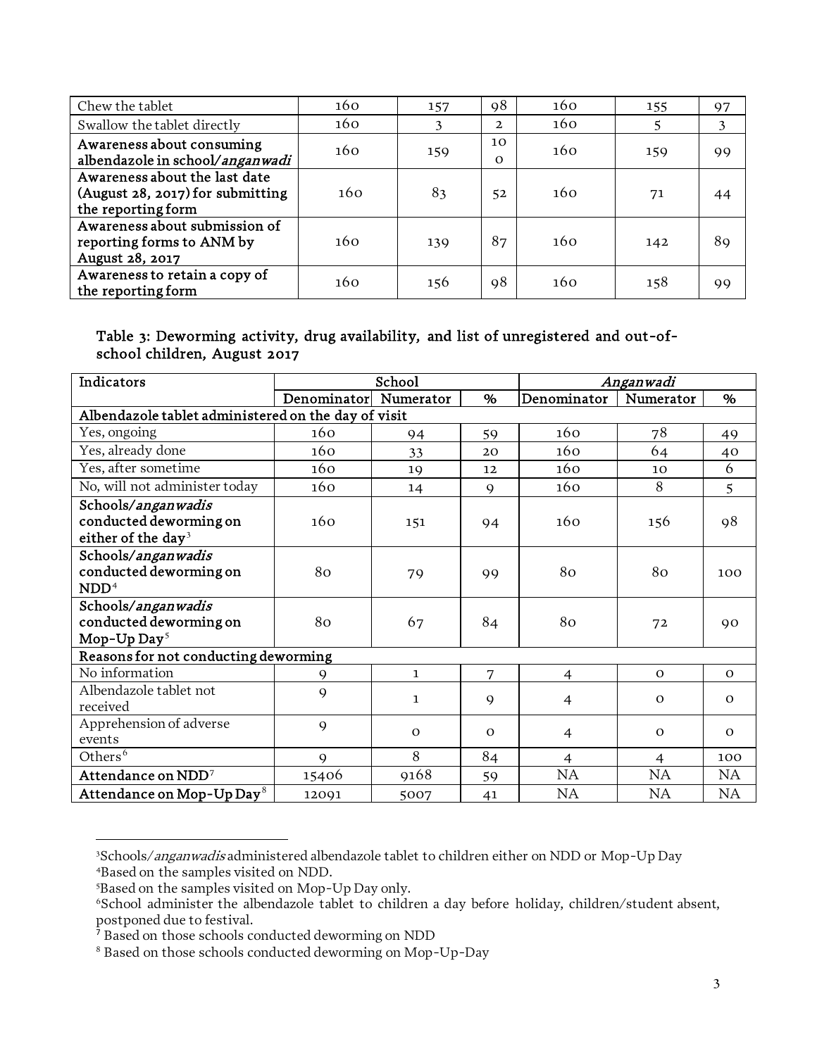| Chew the tablet | 160 | 157 | 98 | 160 | 155 | 97 |
|---|---|---|---|---|---|---|
| Swallow the tablet directly | 160 | 3 | 2 | 160 | 5 | 3 |
| **Awareness about consuming albendazole in school/*anganwadi*** | 160 | 159 | 100 | 160 | 159 | 99 |
| **Awareness about the last date (August 28, 2017) for submitting the reporting form** | 160 | 83 | 52 | 160 | 71 | 44 |
| **Awareness about submission of reporting forms to ANM by August 28, 2017** | 160 | 139 | 87 | 160 | 142 | 89 |
| **Awareness to retain a copy of the reporting form** | 160 | 156 | 98 | 160 | 158 | 99 |

Table 3: Deworming activity, drug availability, and list of unregistered and out-of-school children, August 2017

| Indicators | School | | | *Anganwadi* | | |
|---|---|---|---|---|---|---|
| | Denominator | Numerator | % | Denominator | Numerator | % |
| Albendazole tablet administered on the day of visit | | | | | | |
| Yes, ongoing | 160 | 94 | 59 | 160 | 78 | 49 |
| Yes, already done | 160 | 33 | 20 | 160 | 64 | 40 |
| Yes, after sometime | 160 | 19 | 12 | 160 | 10 | 6 |
| No, will not administer today | 160 | 14 | 9 | 160 | 8 | 5 |
| **Schools/*anganwadis* conducted deworming on either of the day**[3] | 160 | 151 | 94 | 160 | 156 | 98 |
| **Schools/*anganwadis* conducted deworming on NDD**[4] | 80 | 79 | 99 | 80 | 80 | 100 |
| **Schools/*anganwadis* conducted deworming on Mop-Up Day**[5] | 80 | 67 | 84 | 80 | 72 | 90 |
| **Reasons for not conducting deworming** | | | | | | |
| No information | 9 | 1 | 7 | 4 | 0 | 0 |
| Albendazole tablet not received | 9 | 1 | 9 | 4 | 0 | 0 |
| Apprehension of adverse events | 9 | 0 | 0 | 4 | 0 | 0 |
| Others[6] | 9 | 8 | 84 | 4 | 4 | 100 |
| **Attendance on NDD**[7] | 15406 | 9168 | 59 | NA | NA | NA |
| **Attendance on Mop-Up Day**[8] | 12091 | 5007 | 41 | NA | NA | NA |

[3] Schools/*anganwadis* administered albendazole tablet to children either on NDD or Mop-Up Day

[4] Based on the samples visited on NDD.

[5] Based on the samples visited on Mop-Up Day only.

[6] School administer the albendazole tablet to children a day before holiday, children/student absent, postponed due to festival.

[7] Based on those schools conducted deworming on NDD

[8] Based on those schools conducted deworming on Mop-Up-Day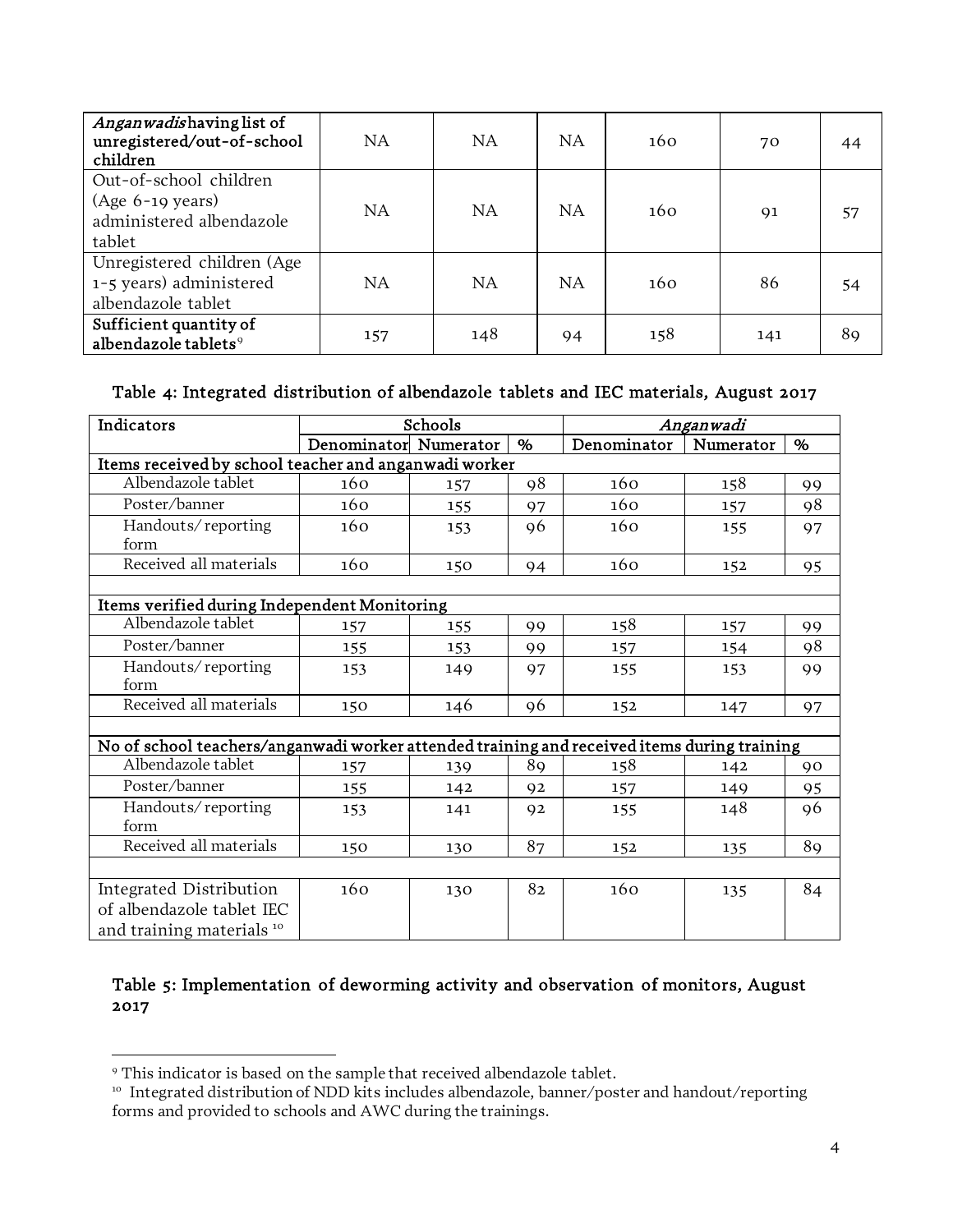| *Anganwadis* having list of unregistered/out-of-school children | NA | NA | NA | 160 | 70 | 44 |
|---|---|---|---|---|---|---|
| Out-of-school children (Age 6-19 years) administered albendazole tablet | NA | NA | NA | 160 | 91 | 57 |
| Unregistered children (Age 1-5 years) administered albendazole tablet | NA | NA | NA | 160 | 86 | 54 |
| **Sufficient quantity of albendazole tablets**[9] | 157 | 148 | 94 | 158 | 141 | 89 |

### Table 4: Integrated distribution of albendazole tablets and IEC materials, August 2017

| Indicators | Schools | | | *Anganwadi* | | |
|---|---|---|---|---|---|---|
| | Denominator | Numerator | % | Denominator | Numerator | % |
| **Items received by school teacher and anganwadi worker** | | | | | | |
| Albendazole tablet | 160 | 157 | 98 | 160 | 158 | 99 |
| Poster/banner | 160 | 155 | 97 | 160 | 157 | 98 |
| Handouts/ reporting form | 160 | 153 | 96 | 160 | 155 | 97 |
| Received all materials | 160 | 150 | 94 | 160 | 152 | 95 |
| **Items verified during Independent Monitoring** | | | | | | |
| Albendazole tablet | 157 | 155 | 99 | 158 | 157 | 99 |
| Poster/banner | 155 | 153 | 99 | 157 | 154 | 98 |
| Handouts/ reporting form | 153 | 149 | 97 | 155 | 153 | 99 |
| Received all materials | 150 | 146 | 96 | 152 | 147 | 97 |
| **No of school teachers/anganwadi worker attended training and received items during training** | | | | | | |
| Albendazole tablet | 157 | 139 | 89 | 158 | 142 | 90 |
| Poster/banner | 155 | 142 | 92 | 157 | 149 | 95 |
| Handouts/ reporting form | 153 | 141 | 92 | 155 | 148 | 96 |
| Received all materials | 150 | 130 | 87 | 152 | 135 | 89 |
| Integrated Distribution of albendazole tablet IEC and training materials [10] | 160 | 130 | 82 | 160 | 135 | 84 |

### Table 5: Implementation of deworming activity and observation of monitors, August 2017

---

[9] This indicator is based on the sample that received albendazole tablet.

[10] Integrated distribution of NDD kits includes albendazole, banner/poster and handout/reporting forms and provided to schools and AWC during the trainings.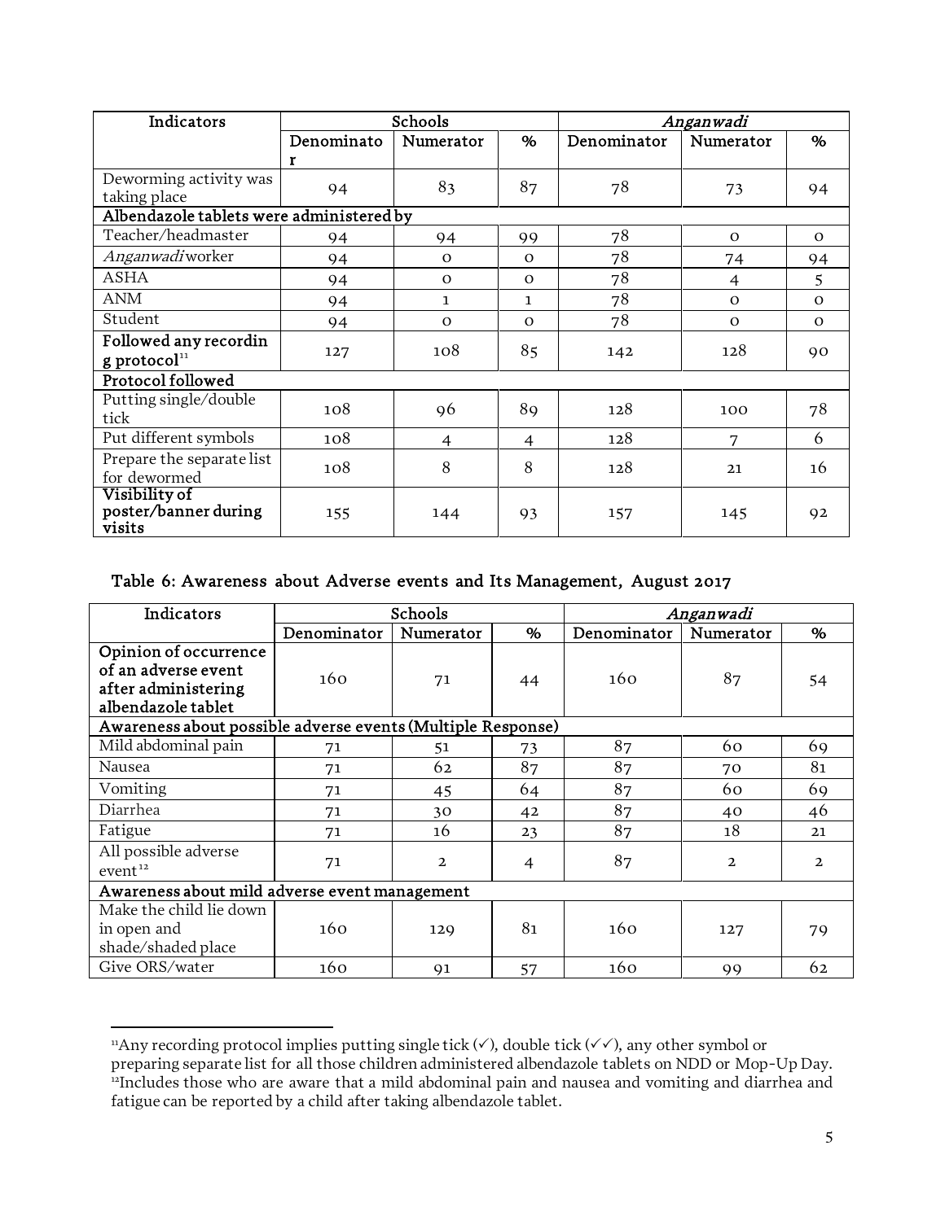| Indicators | Schools | | | *Anganwadi* | | |
|---|---|---|---|---|---|---|
| | Denominator | Numerator | % | Denominator | Numerator | % |
| Deworming activity was taking place | 94 | 83 | 87 | 78 | 73 | 94 |
| **Albendazole tablets were administered by** | | | | | | |
| Teacher/headmaster | 94 | 94 | 99 | 78 | 0 | 0 |
| *Anganwadi* worker | 94 | 0 | 0 | 78 | 74 | 94 |
| ASHA | 94 | 0 | 0 | 78 | 4 | 5 |
| ANM | 94 | 1 | 1 | 78 | 0 | 0 |
| Student | 94 | 0 | 0 | 78 | 0 | 0 |
| **Followed any recording protocol**[11] | 127 | 108 | 85 | 142 | 128 | 90 |
| **Protocol followed** | | | | | | |
| Putting single/double tick | 108 | 96 | 89 | 128 | 100 | 78 |
| Put different symbols | 108 | 4 | 4 | 128 | 7 | 6 |
| Prepare the separate list for dewormed | 108 | 8 | 8 | 128 | 21 | 16 |
| **Visibility of poster/banner during visits** | 155 | 144 | 93 | 157 | 145 | 92 |

## Table 6: Awareness about Adverse events and Its Management, August 2017

| Indicators | Schools | | | *Anganwadi* | | |
|---|---|---|---|---|---|---|
| | Denominator | Numerator | % | Denominator | Numerator | % |
| **Opinion of occurrence of an adverse event after administering albendazole tablet** | 160 | 71 | 44 | 160 | 87 | 54 |
| **Awareness about possible adverse events (Multiple Response)** | | | | | | |
| Mild abdominal pain | 71 | 51 | 73 | 87 | 60 | 69 |
| Nausea | 71 | 62 | 87 | 87 | 70 | 81 |
| Vomiting | 71 | 45 | 64 | 87 | 60 | 69 |
| Diarrhea | 71 | 30 | 42 | 87 | 40 | 46 |
| Fatigue | 71 | 16 | 23 | 87 | 18 | 21 |
| All possible adverse event[12] | 71 | 2 | 4 | 87 | 2 | 2 |
| **Awareness about mild adverse event management** | | | | | | |
| Make the child lie down in open and shade/shaded place | 160 | 129 | 81 | 160 | 127 | 79 |
| Give ORS/water | 160 | 91 | 57 | 160 | 99 | 62 |

[11] Any recording protocol implies putting single tick (✓), double tick (✓✓), any other symbol or preparing separate list for all those children administered albendazole tablets on NDD or Mop-Up Day.
[12] Includes those who are aware that a mild abdominal pain and nausea and vomiting and diarrhea and fatigue can be reported by a child after taking albendazole tablet.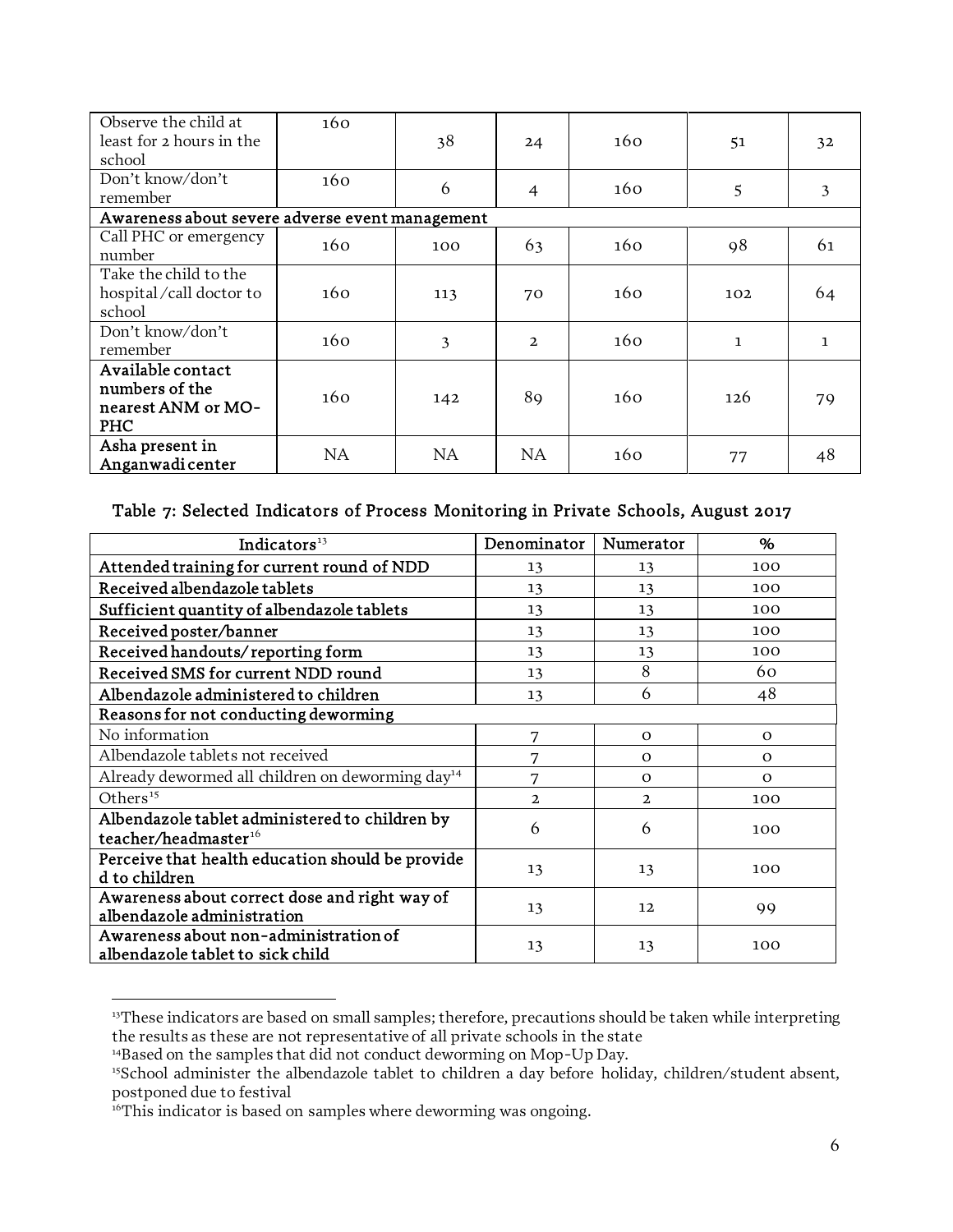| | | | | | | |
|---|---|---|---|---|---|---|
| Observe the child at least for 2 hours in the school | 160 | 38 | 24 | 160 | 51 | 32 |
| Don't know/don't remember | 160 | 6 | 4 | 160 | 5 | 3 |
| **Awareness about severe adverse event management** | | | | | | |
| Call PHC or emergency number | 160 | 100 | 63 | 160 | 98 | 61 |
| Take the child to the hospital /call doctor to school | 160 | 113 | 70 | 160 | 102 | 64 |
| Don't know/don't remember | 160 | 3 | 2 | 160 | 1 | 1 |
| **Available contact numbers of the nearest ANM or MO-PHC** | 160 | 142 | 89 | 160 | 126 | 79 |
| **Asha present in Anganwadi center** | NA | NA | NA | 160 | 77 | 48 |

## Table 7: Selected Indicators of Process Monitoring in Private Schools, August 2017

| Indicators[13] | Denominator | Numerator | % |
|---|---|---|---|
| **Attended training for current round of NDD** | 13 | 13 | 100 |
| **Received albendazole tablets** | 13 | 13 | 100 |
| **Sufficient quantity of albendazole tablets** | 13 | 13 | 100 |
| **Received poster/banner** | 13 | 13 | 100 |
| **Received handouts/ reporting form** | 13 | 13 | 100 |
| **Received SMS for current NDD round** | 13 | 8 | 60 |
| **Albendazole administered to children** | 13 | 6 | 48 |
| **Reasons for not conducting deworming** | | | |
| No information | 7 | 0 | 0 |
| Albendazole tablets not received | 7 | 0 | 0 |
| Already dewormed all children on deworming day[14] | 7 | 0 | 0 |
| Others[15] | 2 | 2 | 100 |
| **Albendazole tablet administered to children by teacher/headmaster[16]** | 6 | 6 | 100 |
| **Perceive that health education should be provide d to children** | 13 | 13 | 100 |
| **Awareness about correct dose and right way of albendazole administration** | 13 | 12 | 99 |
| **Awareness about non-administration of albendazole tablet to sick child** | 13 | 13 | 100 |

[13] These indicators are based on small samples; therefore, precautions should be taken while interpreting the results as these are not representative of all private schools in the state

[14] Based on the samples that did not conduct deworming on Mop-Up Day.

[15] School administer the albendazole tablet to children a day before holiday, children/student absent, postponed due to festival

[16] This indicator is based on samples where deworming was ongoing.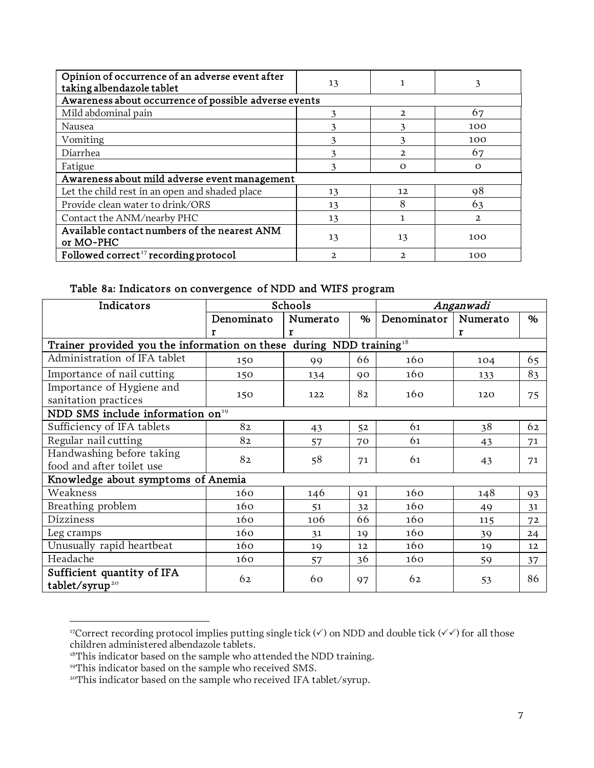| Opinion of occurrence of an adverse event after taking albendazole tablet | 13 | 1 | 3 |
|---|---|---|---|
| **Awareness about occurrence of possible adverse events** | | | |
| Mild abdominal pain | 3 | 2 | 67 |
| Nausea | 3 | 3 | 100 |
| Vomiting | 3 | 3 | 100 |
| Diarrhea | 3 | 2 | 67 |
| Fatigue | 3 | 0 | 0 |
| **Awareness about mild adverse event management** | | | |
| Let the child rest in an open and shaded place | 13 | 12 | 98 |
| Provide clean water to drink/ORS | 13 | 8 | 63 |
| Contact the ANM/nearby PHC | 13 | 1 | 2 |
| **Available contact numbers of the nearest ANM or MO-PHC** | 13 | 13 | 100 |
| **Followed correct[17] recording protocol** | 2 | 2 | 100 |

**Table 8a: Indicators on convergence of NDD and WIFS program**

| Indicators | Schools | | | *Anganwadi* | | |
|---|---|---|---|---|---|---|
| | Denominator | Numerator | % | Denominator | Numerator | % |
| **Trainer provided you the information on these during NDD training[18]** | | | | | | |
| Administration of IFA tablet | 150 | 99 | 66 | 160 | 104 | 65 |
| Importance of nail cutting | 150 | 134 | 90 | 160 | 133 | 83 |
| Importance of Hygiene and sanitation practices | 150 | 122 | 82 | 160 | 120 | 75 |
| **NDD SMS include information on[19]** | | | | | | |
| Sufficiency of IFA tablets | 82 | 43 | 52 | 61 | 38 | 62 |
| Regular nail cutting | 82 | 57 | 70 | 61 | 43 | 71 |
| Handwashing before taking food and after toilet use | 82 | 58 | 71 | 61 | 43 | 71 |
| **Knowledge about symptoms of Anemia** | | | | | | |
| Weakness | 160 | 146 | 91 | 160 | 148 | 93 |
| Breathing problem | 160 | 51 | 32 | 160 | 49 | 31 |
| Dizziness | 160 | 106 | 66 | 160 | 115 | 72 |
| Leg cramps | 160 | 31 | 19 | 160 | 39 | 24 |
| Unusually rapid heartbeat | 160 | 19 | 12 | 160 | 19 | 12 |
| Headache | 160 | 57 | 36 | 160 | 59 | 37 |
| **Sufficient quantity of IFA tablet/syrup[20]** | 62 | 60 | 97 | 62 | 53 | 86 |

---

[17] Correct recording protocol implies putting single tick (✓) on NDD and double tick (✓✓) for all those children administered albendazole tablets.

[18] This indicator based on the sample who attended the NDD training.

[19] This indicator based on the sample who received SMS.

[20] This indicator based on the sample who received IFA tablet/syrup.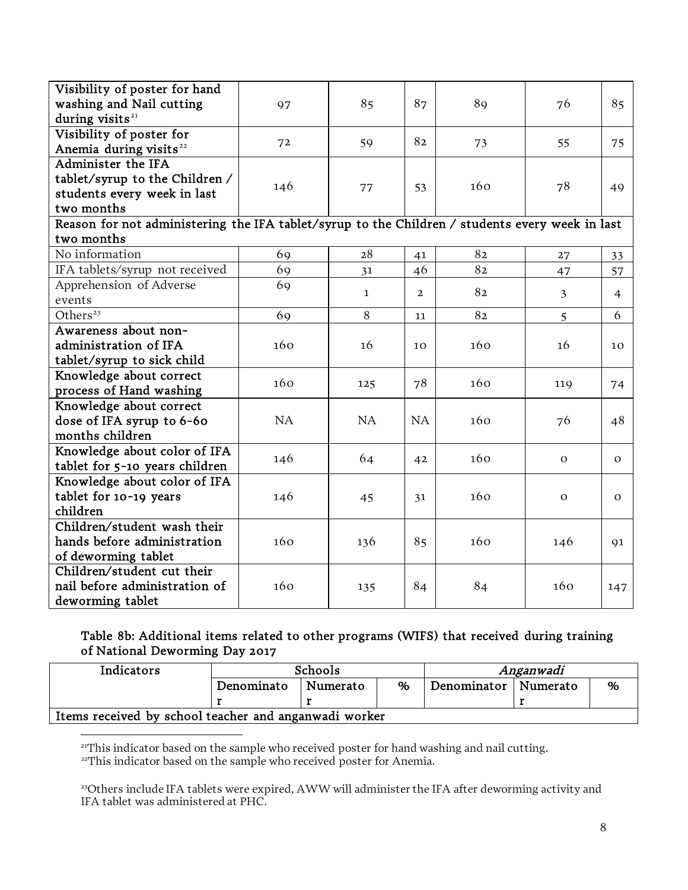| Visibility of poster for hand washing and Nail cutting during visits[21] | 97 | 85 | 87 | 89 | 76 | 85 |
|---|---|---|---|---|---|---|
| Visibility of poster for Anemia during visits[22] | 72 | 59 | 82 | 73 | 55 | 75 |
| Administer the IFA tablet/syrup to the Children / students every week in last two months | 146 | 77 | 53 | 160 | 78 | 49 |
| Reason for not administering the IFA tablet/syrup to the Children / students every week in last two months | | | | | | |
| No information | 69 | 28 | 41 | 82 | 27 | 33 |
| IFA tablets/syrup not received | 69 | 31 | 46 | 82 | 47 | 57 |
| Apprehension of Adverse events | 69 | 1 | 2 | 82 | 3 | 4 |
| Others[23] | 69 | 8 | 11 | 82 | 5 | 6 |
| Awareness about non-administration of IFA tablet/syrup to sick child | 160 | 16 | 10 | 160 | 16 | 10 |
| Knowledge about correct process of Hand washing | 160 | 125 | 78 | 160 | 119 | 74 |
| Knowledge about correct dose of IFA syrup to 6-60 months children | NA | NA | NA | 160 | 76 | 48 |
| Knowledge about color of IFA tablet for 5-10 years children | 146 | 64 | 42 | 160 | 0 | 0 |
| Knowledge about color of IFA tablet for 10-19 years children | 146 | 45 | 31 | 160 | 0 | 0 |
| Children/student wash their hands before administration of deworming tablet | 160 | 136 | 85 | 160 | 146 | 91 |
| Children/student cut their nail before administration of deworming tablet | 160 | 135 | 84 | 84 | 160 | 147 |

**Table 8b: Additional items related to other programs (WIFS) that received during training of National Deworming Day 2017**

| Indicators | Schools | | | *Anganwadi* | | |
|---|---|---|---|---|---|---|
| | Denominator | Numerator | % | Denominator | Numerator | % |
| Items received by school teacher and anganwadi worker | | | | | | |

[21]This indicator based on the sample who received poster for hand washing and nail cutting.

[22]This indicator based on the sample who received poster for Anemia.

[23]Others include IFA tablets were expired, AWW will administer the IFA after deworming activity and IFA tablet was administered at PHC.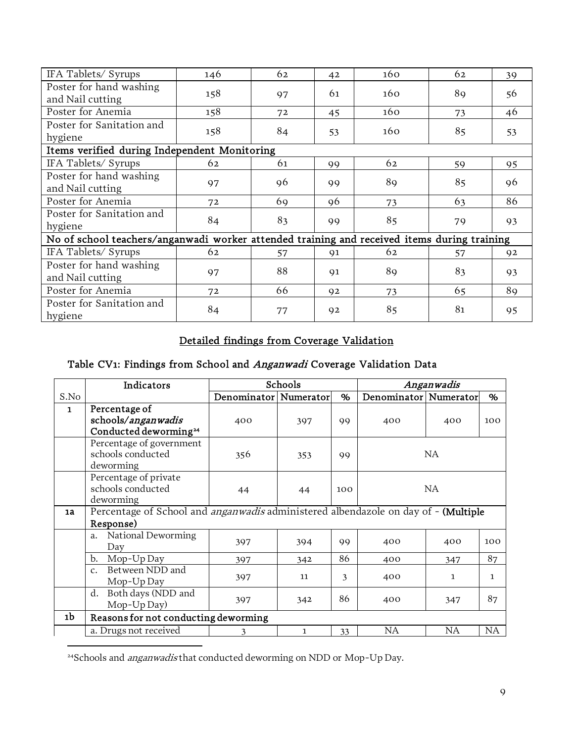| IFA Tablets/ Syrups | 146 | 62 | 42 | 160 | 62 | 39 |
|---|---|---|---|---|---|---|
| Poster for hand washing and Nail cutting | 158 | 97 | 61 | 160 | 89 | 56 |
| Poster for Anemia | 158 | 72 | 45 | 160 | 73 | 46 |
| Poster for Sanitation and hygiene | 158 | 84 | 53 | 160 | 85 | 53 |
| **Items verified during Independent Monitoring** | | | | | | |
| IFA Tablets/ Syrups | 62 | 61 | 99 | 62 | 59 | 95 |
| Poster for hand washing and Nail cutting | 97 | 96 | 99 | 89 | 85 | 96 |
| Poster for Anemia | 72 | 69 | 96 | 73 | 63 | 86 |
| Poster for Sanitation and hygiene | 84 | 83 | 99 | 85 | 79 | 93 |
| **No of school teachers/anganwadi worker attended training and received items during training** | | | | | | |
| IFA Tablets/ Syrups | 62 | 57 | 91 | 62 | 57 | 92 |
| Poster for hand washing and Nail cutting | 97 | 88 | 91 | 89 | 83 | 93 |
| Poster for Anemia | 72 | 66 | 92 | 73 | 65 | 89 |
| Poster for Sanitation and hygiene | 84 | 77 | 92 | 85 | 81 | 95 |

## Detailed findings from Coverage Validation

### Table CV1: Findings from School and *Anganwadi* Coverage Validation Data

| S.No | Indicators | Schools | | | *Anganwadis* | | |
|---|---|---|---|---|---|---|---|
| | | Denominator | Numerator | % | Denominator | Numerator | % |
| 1 | Percentage of schools/*anganwadis* Conducted deworming[24] | 400 | 397 | 99 | 400 | 400 | 100 |
| | Percentage of government schools conducted deworming | 356 | 353 | 99 | NA | | |
| | Percentage of private schools conducted deworming | 44 | 44 | 100 | NA | | |
| 1a | Percentage of School and *anganwadis* administered albendazole on day of - **(Multiple Response)** | | | | | | |
| | a. National Deworming Day | 397 | 394 | 99 | 400 | 400 | 100 |
| | b. Mop-Up Day | 397 | 342 | 86 | 400 | 347 | 87 |
| | c. Between NDD and Mop-Up Day | 397 | 11 | 3 | 400 | 1 | 1 |
| | d. Both days (NDD and Mop-Up Day) | 397 | 342 | 86 | 400 | 347 | 87 |
| 1b | **Reasons for not conducting deworming** | | | | | | |
| | a. Drugs not received | 3 | 1 | 33 | NA | NA | NA |

[24]Schools and *anganwadis* that conducted deworming on NDD or Mop-Up Day.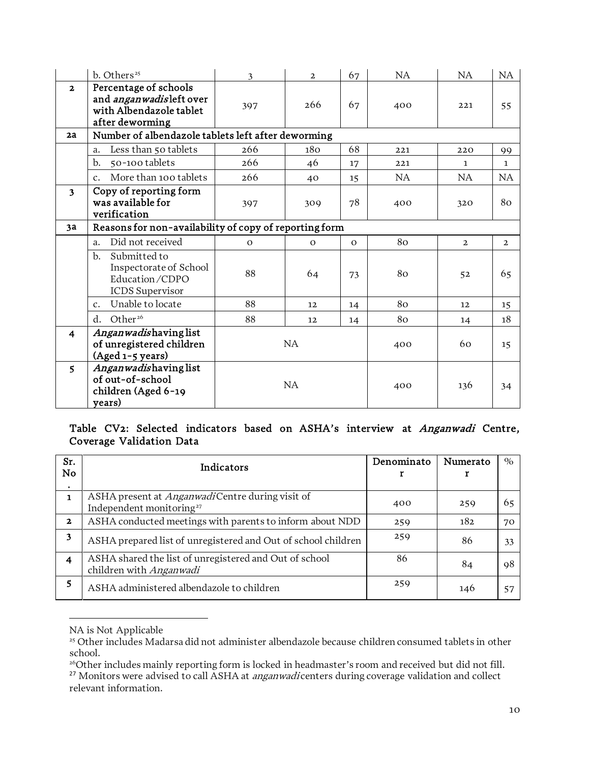| | b. Others[25] | 3 | 2 | 67 | NA | NA | NA |
|---|---|---|---|---|---|---|---|
| **2** | **Percentage of schools and *anganwadis* left over with Albendazole tablet after deworming** | 397 | 266 | 67 | 400 | 221 | 55 |
| **2a** | **Number of albendazole tablets left after deworming** | | | | | | |
| | a. Less than 50 tablets | 266 | 180 | 68 | 221 | 220 | 99 |
| | b. 50-100 tablets | 266 | 46 | 17 | 221 | 1 | 1 |
| | c. More than 100 tablets | 266 | 40 | 15 | NA | NA | NA |
| **3** | **Copy of reporting form was available for verification** | 397 | 309 | 78 | 400 | 320 | 80 |
| **3a** | **Reasons for non-availability of copy of reporting form** | | | | | | |
| | a. Did not received | 0 | 0 | 0 | 80 | 2 | 2 |
| | b. Submitted to Inspectorate of School Education/CDPO ICDS Supervisor | 88 | 64 | 73 | 80 | 52 | 65 |
| | c. Unable to locate | 88 | 12 | 14 | 80 | 12 | 15 |
| | d. Other[26] | 88 | 12 | 14 | 80 | 14 | 18 |
| **4** | ***Anganwadis* having list of unregistered children (Aged 1-5 years)** | NA | | | 400 | 60 | 15 |
| **5** | ***Anganwadis* having list of out-of-school children (Aged 6-19 years)** | NA | | | 400 | 136 | 34 |

### Table CV2: Selected indicators based on ASHA's interview at *Anganwadi* Centre, Coverage Validation Data

| Sr. No. | Indicators | Denominator | Numerator | % |
|---|---|---|---|---|
| **1** | ASHA present at *Anganwadi* Centre during visit of Independent monitoring[27] | 400 | 259 | 65 |
| **2** | ASHA conducted meetings with parents to inform about NDD | 259 | 182 | 70 |
| **3** | ASHA prepared list of unregistered and Out of school children | 259 | 86 | 33 |
| **4** | ASHA shared the list of unregistered and Out of school children with *Anganwadi* | 86 | 84 | 98 |
| **5** | ASHA administered albendazole to children | 259 | 146 | 57 |

NA is Not Applicable

[25] Other includes Madarsa did not administer albendazole because children consumed tablets in other school.

[26] Other includes mainly reporting form is locked in headmaster's room and received but did not fill.

[27] Monitors were advised to call ASHA at *anganwadi* centers during coverage validation and collect relevant information.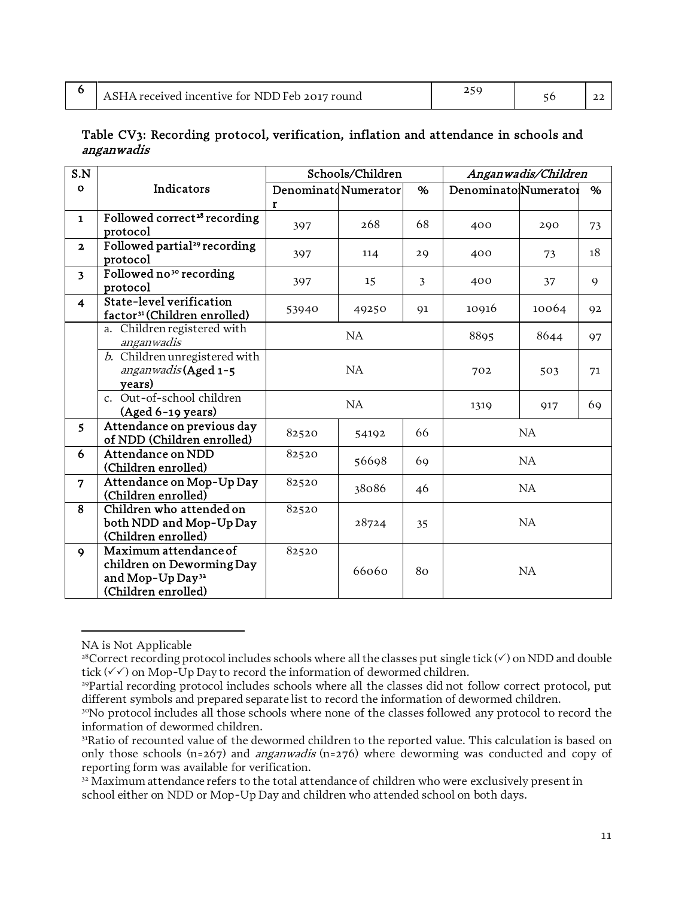| 6 | ASHA received incentive for NDD Feb 2017 round | 259 | 56 | 22 |
|---|---|---|---|---|

### Table CV3: Recording protocol, verification, inflation and attendance in schools and *anganwadis*

| S.No | Indicators | Schools/Children | | | *Anganwadis/Children* | | |
|---|---|---|---|---|---|---|---|
| | | Denominator | Numerator | % | Denominator | Numerator | % |
| 1 | Followed correct[28] recording protocol | 397 | 268 | 68 | 400 | 290 | 73 |
| 2 | Followed partial[29] recording protocol | 397 | 114 | 29 | 400 | 73 | 18 |
| 3 | Followed no[30] recording protocol | 397 | 15 | 3 | 400 | 37 | 9 |
| 4 | State-level verification factor[31] (Children enrolled) | 53940 | 49250 | 91 | 10916 | 10064 | 92 |
| | a. Children registered with *anganwadis* | NA | | | 8895 | 8644 | 97 |
| | *b.* Children unregistered with *anganwadis* (Aged 1-5 years) | NA | | | 702 | 503 | 71 |
| | c. Out-of-school children (Aged 6-19 years) | NA | | | 1319 | 917 | 69 |
| 5 | Attendance on previous day of NDD (Children enrolled) | 82520 | 54192 | 66 | NA | | |
| 6 | Attendance on NDD (Children enrolled) | 82520 | 56698 | 69 | NA | | |
| 7 | Attendance on Mop-Up Day (Children enrolled) | 82520 | 38086 | 46 | NA | | |
| 8 | Children who attended on both NDD and Mop-Up Day (Children enrolled) | 82520 | 28724 | 35 | NA | | |
| 9 | Maximum attendance of children on Deworming Day and Mop-Up Day[32] (Children enrolled) | 82520 | 66060 | 80 | NA | | |

NA is Not Applicable

[28]Correct recording protocol includes schools where all the classes put single tick (✓) on NDD and double tick (✓✓) on Mop-Up Day to record the information of dewormed children.

[29]Partial recording protocol includes schools where all the classes did not follow correct protocol, put different symbols and prepared separate list to record the information of dewormed children.

[30]No protocol includes all those schools where none of the classes followed any protocol to record the information of dewormed children.

[31]Ratio of recounted value of the dewormed children to the reported value. This calculation is based on only those schools (n=267) and *anganwadis* (n=276) where deworming was conducted and copy of reporting form was available for verification.

[32] Maximum attendance refers to the total attendance of children who were exclusively present in school either on NDD or Mop-Up Day and children who attended school on both days.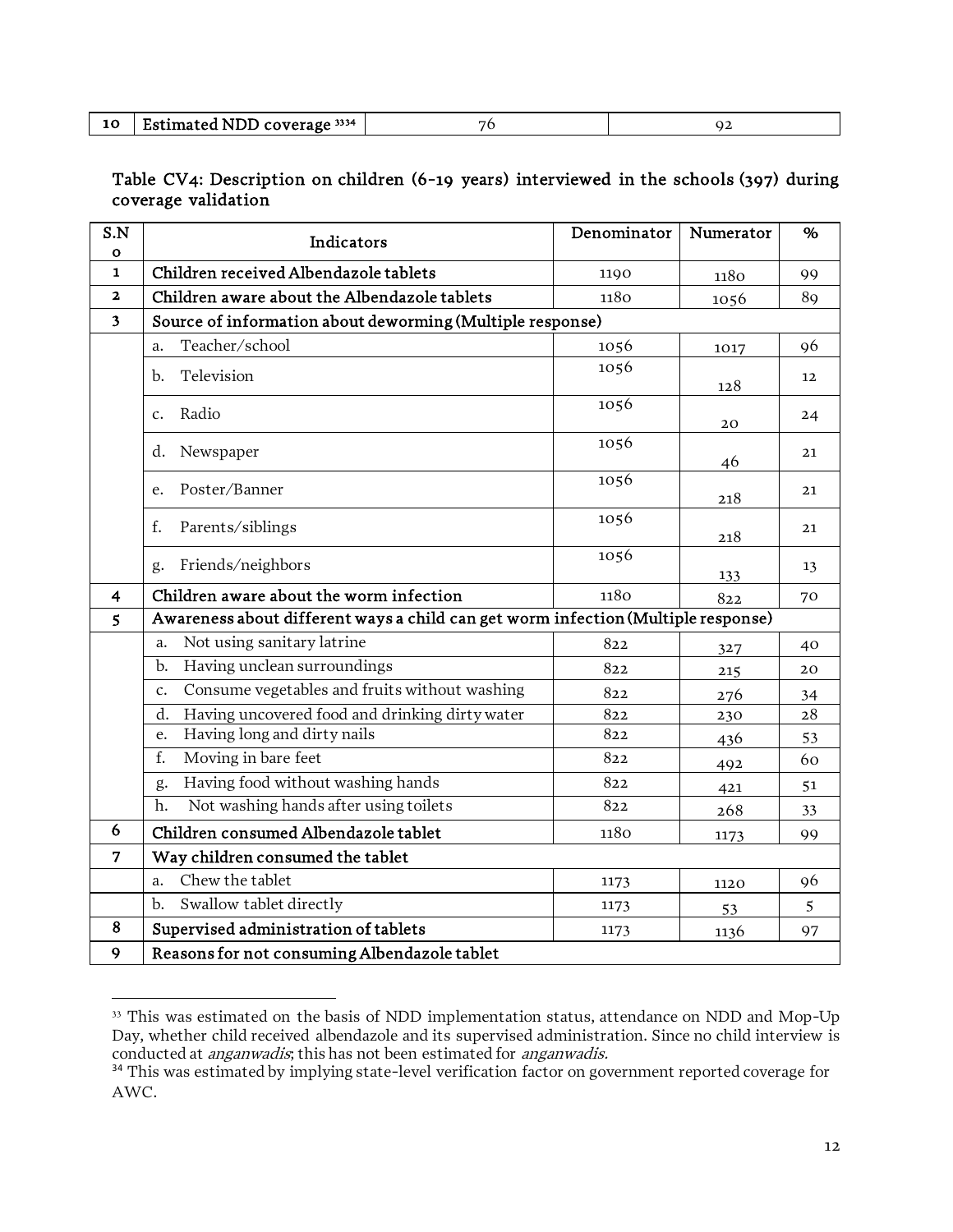| 10 | Estimated NDD coverage [33,34] | 76 | 92 |
|---|---|---|---|

Table CV4: Description on children (6-19 years) interviewed in the schools (397) during coverage validation

| S.No | Indicators | Denominator | Numerator | % |
|---|---|---|---|---|
| 1 | Children received Albendazole tablets | 1190 | 1180 | 99 |
| 2 | Children aware about the Albendazole tablets | 1180 | 1056 | 89 |
| 3 | Source of information about deworming (Multiple response) | | | |
| | a. Teacher/school | 1056 | 1017 | 96 |
| | b. Television | 1056 | 128 | 12 |
| | c. Radio | 1056 | 20 | 24 |
| | d. Newspaper | 1056 | 46 | 21 |
| | e. Poster/Banner | 1056 | 218 | 21 |
| | f. Parents/siblings | 1056 | 218 | 21 |
| | g. Friends/neighbors | 1056 | 133 | 13 |
| 4 | Children aware about the worm infection | 1180 | 822 | 70 |
| 5 | Awareness about different ways a child can get worm infection (Multiple response) | | | |
| | a. Not using sanitary latrine | 822 | 327 | 40 |
| | b. Having unclean surroundings | 822 | 215 | 20 |
| | c. Consume vegetables and fruits without washing | 822 | 276 | 34 |
| | d. Having uncovered food and drinking dirty water | 822 | 230 | 28 |
| | e. Having long and dirty nails | 822 | 436 | 53 |
| | f. Moving in bare feet | 822 | 492 | 60 |
| | g. Having food without washing hands | 822 | 421 | 51 |
| | h. Not washing hands after using toilets | 822 | 268 | 33 |
| 6 | Children consumed Albendazole tablet | 1180 | 1173 | 99 |
| 7 | Way children consumed the tablet | | | |
| | a. Chew the tablet | 1173 | 1120 | 96 |
| | b. Swallow tablet directly | 1173 | 53 | 5 |
| 8 | Supervised administration of tablets | 1173 | 1136 | 97 |
| 9 | Reasons for not consuming Albendazole tablet | | | |

[33] This was estimated on the basis of NDD implementation status, attendance on NDD and Mop-Up Day, whether child received albendazole and its supervised administration. Since no child interview is conducted at *anganwadis*; this has not been estimated for *anganwadis.*

[34] This was estimated by implying state-level verification factor on government reported coverage for AWC.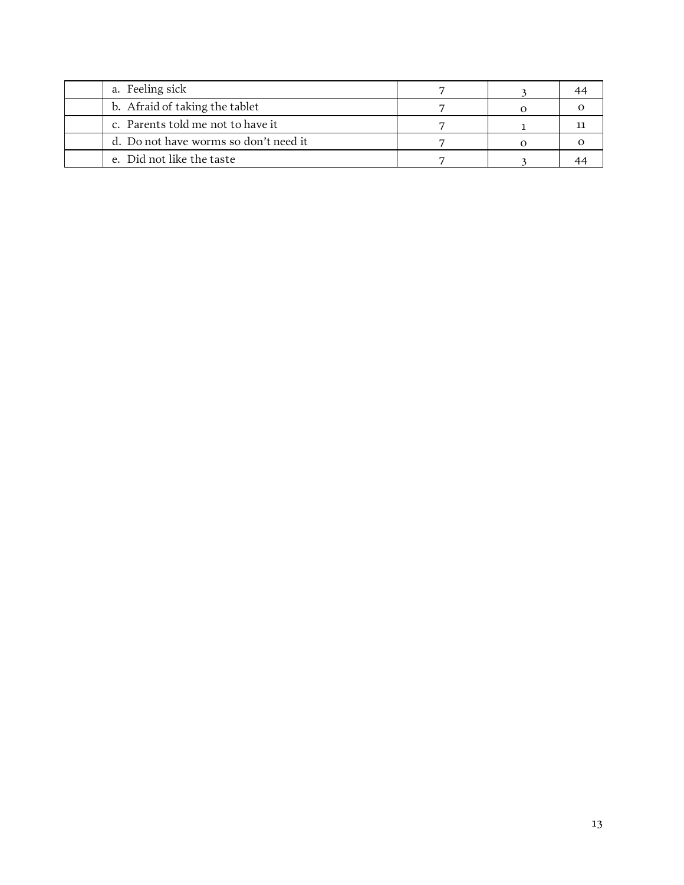| | | | | |
|---|---|---|---|---|
| | a. Feeling sick | 7 | 3 | 44 |
| | b. Afraid of taking the tablet | 7 | 0 | 0 |
| | c. Parents told me not to have it | 7 | 1 | 11 |
| | d. Do not have worms so don't need it | 7 | 0 | 0 |
| | e. Did not like the taste | 7 | 3 | 44 |